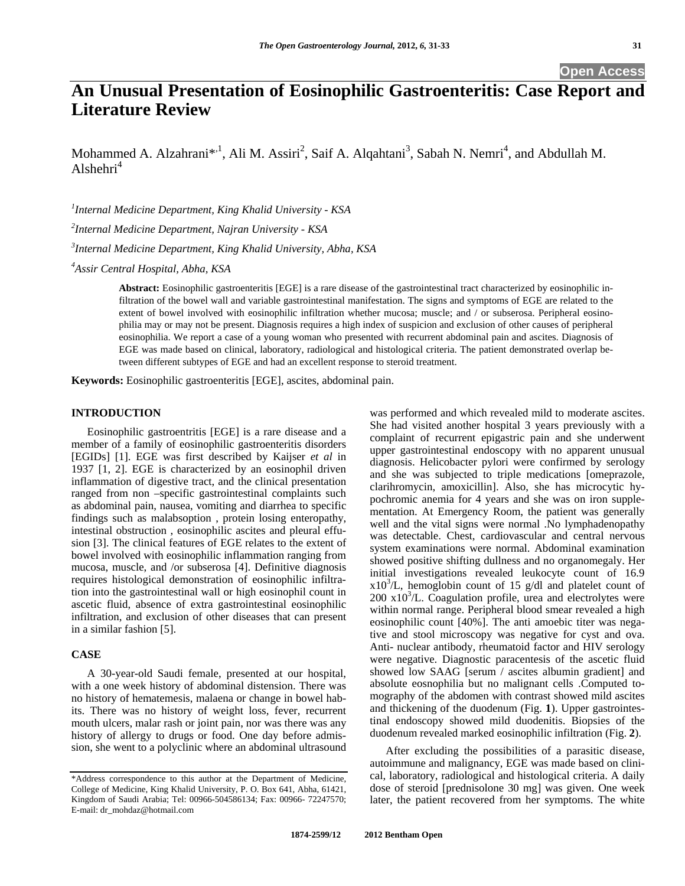# An Unusual Presentation of Eosinophilic Gastroenteritis: Case Report and Literature Review

Mohammed A. Alzahrani*[,1], Ali M. Assiri[2], Saif A. Alqahtani[3], Sabah N. Nemri[4], and Abdullah M. Alshehri[4]

[1]*Internal Medicine Department, King Khalid University - KSA*

[2]*Internal Medicine Department, Najran University - KSA*

[3]*Internal Medicine Department, King Khalid University, Abha, KSA*

[4]*Assir Central Hospital, Abha, KSA*

**Abstract:** Eosinophilic gastroenteritis [EGE] is a rare disease of the gastrointestinal tract characterized by eosinophilic infiltration of the bowel wall and variable gastrointestinal manifestation. The signs and symptoms of EGE are related to the extent of bowel involved with eosinophilic infiltration whether mucosa; muscle; and / or subserosa. Peripheral eosinophilia may or may not be present. Diagnosis requires a high index of suspicion and exclusion of other causes of peripheral eosinophilia. We report a case of a young woman who presented with recurrent abdominal pain and ascites. Diagnosis of EGE was made based on clinical, laboratory, radiological and histological criteria. The patient demonstrated overlap between different subtypes of EGE and had an excellent response to steroid treatment.

**Keywords:** Eosinophilic gastroenteritis [EGE], ascites, abdominal pain.

## INTRODUCTION

Eosinophilic gastrentritis [EGE] is a rare disease and a member of a family of eosinophilic gastroenteritis disorders [EGIDs] [1]. EGE was first described by Kaijser *et al* in 1937 [1, 2]. EGE is characterized by an eosinophil driven inflammation of digestive tract, and the clinical presentation ranged from non –specific gastrointestinal complaints such as abdominal pain, nausea, vomiting and diarrhea to specific findings such as malabsoption , protein losing enteropathy, intestinal obstruction , eosinophilic ascites and pleural effusion [3]. The clinical features of EGE relates to the extent of bowel involved with eosinophilic inflammation ranging from mucosa, muscle, and /or subserosa [4]. Definitive diagnosis requires histological demonstration of eosinophilic infiltration into the gastrointestinal wall or high eosinophil count in ascetic fluid, absence of extra gastrointestinal eosinophilic infiltration, and exclusion of other diseases that can present in a similar fashion [5].

## CASE

A 30-year-old Saudi female, presented at our hospital, with a one week history of abdominal distension. There was no history of hematemesis, malaena or change in bowel habits. There was no history of weight loss, fever, recurrent mouth ulcers, malar rash or joint pain, nor was there was any history of allergy to drugs or food. One day before admission, she went to a polyclinic where an abdominal ultrasound was performed and which revealed mild to moderate ascites. She had visited another hospital 3 years previously with a complaint of recurrent epigastric pain and she underwent upper gastrointestinal endoscopy with no apparent unusual diagnosis. Helicobacter pylori were confirmed by serology and she was subjected to triple medications [omeprazole, clarihromycin, amoxicillin]. Also, she has microcytic hypochromic anemia for 4 years and she was on iron supplementation. At Emergency Room, the patient was generally well and the vital signs were normal .No lymphadenopathy was detectable. Chest, cardiovascular and central nervous system examinations were normal. Abdominal examination showed positive shifting dullness and no organomegaly. Her initial investigations revealed leukocyte count of 16.9 $x10^3$/L, hemoglobin count of 15 g/dl and platelet count of 200 $x10^3$/L. Coagulation profile, urea and electrolytes were within normal range. Peripheral blood smear revealed a high eosinophilic count [40%]. The anti amoebic titer was negative and stool microscopy was negative for cyst and ova. Anti- nuclear antibody, rheumatoid factor and HIV serology were negative. Diagnostic paracentesis of the ascetic fluid showed low SAAG [serum / ascites albumin gradient] and absolute eosnophilia but no malignant cells .Computed tomography of the abdomen with contrast showed mild ascites and thickening of the duodenum (Fig. **1**). Upper gastrointestinal endoscopy showed mild duodenitis. Biopsies of the duodenum revealed marked eosinophilic infiltration (Fig. **2**).

After excluding the possibilities of a parasitic disease, autoimmune and malignancy, EGE was made based on clinical, laboratory, radiological and histological criteria. A daily dose of steroid [prednisolone 30 mg] was given. One week later, the patient recovered from her symptoms. The white

*Address correspondence to this author at the Department of Medicine, College of Medicine, King Khalid University, P. O. Box 641, Abha, 61421, Kingdom of Saudi Arabia; Tel: 00966-504586134; Fax: 00966- 72247570; E-mail: dr_mohdaz@hotmail.com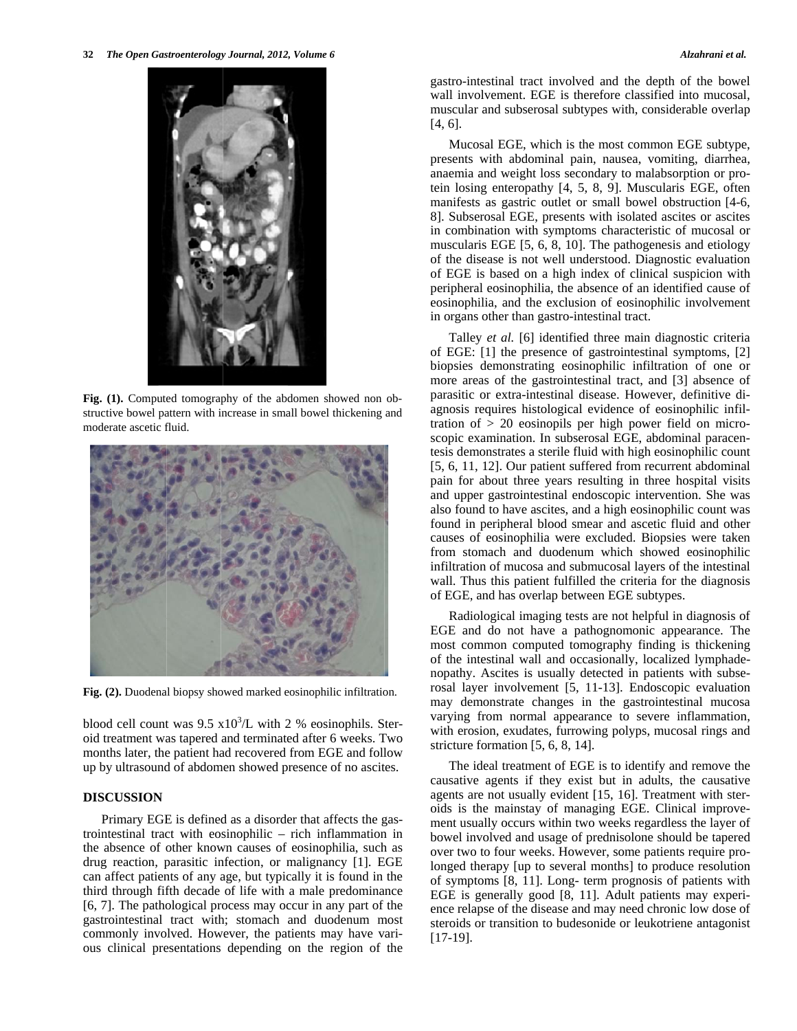Fig. (1). Computed tomography of the abdomen showed non obstructive bowel pattern with increase in small bowel thickening and moderate ascetic fluid.

Fig. (2). Duodenal biopsy showed marked eosinophilic infiltration.

blood cell count was 9.5 $x10^3$/L with 2 % eosinophils. Steroid treatment was tapered and terminated after 6 weeks. Two months later, the patient had recovered from EGE and follow up by ultrasound of abdomen showed presence of no ascites.

## DISCUSSION

Primary EGE is defined as a disorder that affects the gastrointestinal tract with eosinophilic – rich inflammation in the absence of other known causes of eosinophilia, such as drug reaction, parasitic infection, or malignancy [1]. EGE can affect patients of any age, but typically it is found in the third through fifth decade of life with a male predominance [6, 7]. The pathological process may occur in any part of the gastrointestinal tract with; stomach and duodenum most commonly involved. However, the patients may have various clinical presentations depending on the region of the gastro-intestinal tract involved and the depth of the bowel wall involvement. EGE is therefore classified into mucosal, muscular and subserosal subtypes with, considerable overlap [4, 6].

Mucosal EGE, which is the most common EGE subtype, presents with abdominal pain, nausea, vomiting, diarrhea, anaemia and weight loss secondary to malabsorption or protein losing enteropathy [4, 5, 8, 9]. Muscularis EGE, often manifests as gastric outlet or small bowel obstruction [4-6, 8]. Subserosal EGE, presents with isolated ascites or ascites in combination with symptoms characteristic of mucosal or muscularis EGE [5, 6, 8, 10]. The pathogenesis and etiology of the disease is not well understood. Diagnostic evaluation of EGE is based on a high index of clinical suspicion with peripheral eosinophilia, the absence of an identified cause of eosinophilia, and the exclusion of eosinophilic involvement in organs other than gastro-intestinal tract.

Talley *et al.* [6] identified three main diagnostic criteria of EGE: [1] the presence of gastrointestinal symptoms, [2] biopsies demonstrating eosinophilic infiltration of one or more areas of the gastrointestinal tract, and [3] absence of parasitic or extra-intestinal disease. However, definitive diagnosis requires histological evidence of eosinophilic infiltration of > 20 eosinopils per high power field on microscopic examination. In subserosal EGE, abdominal paracentesis demonstrates a sterile fluid with high eosinophilic count [5, 6, 11, 12]. Our patient suffered from recurrent abdominal pain for about three years resulting in three hospital visits and upper gastrointestinal endoscopic intervention. She was also found to have ascites, and a high eosinophilic count was found in peripheral blood smear and ascetic fluid and other causes of eosinophilia were excluded. Biopsies were taken from stomach and duodenum which showed eosinophilic infiltration of mucosa and submucosal layers of the intestinal wall. Thus this patient fulfilled the criteria for the diagnosis of EGE, and has overlap between EGE subtypes.

Radiological imaging tests are not helpful in diagnosis of EGE and do not have a pathognomonic appearance. The most common computed tomography finding is thickening of the intestinal wall and occasionally, localized lymphadenopathy. Ascites is usually detected in patients with subserosal layer involvement [5, 11-13]. Endoscopic evaluation may demonstrate changes in the gastrointestinal mucosa varying from normal appearance to severe inflammation, with erosion, exudates, furrowing polyps, mucosal rings and stricture formation [5, 6, 8, 14].

The ideal treatment of EGE is to identify and remove the causative agents if they exist but in adults, the causative agents are not usually evident [15, 16]. Treatment with steroids is the mainstay of managing EGE. Clinical improvement usually occurs within two weeks regardless the layer of bowel involved and usage of prednisolone should be tapered over two to four weeks. However, some patients require prolonged therapy [up to several months] to produce resolution of symptoms [8, 11]. Long- term prognosis of patients with EGE is generally good [8, 11]. Adult patients may experience relapse of the disease and may need chronic low dose of steroids or transition to budesonide or leukotriene antagonist [17-19].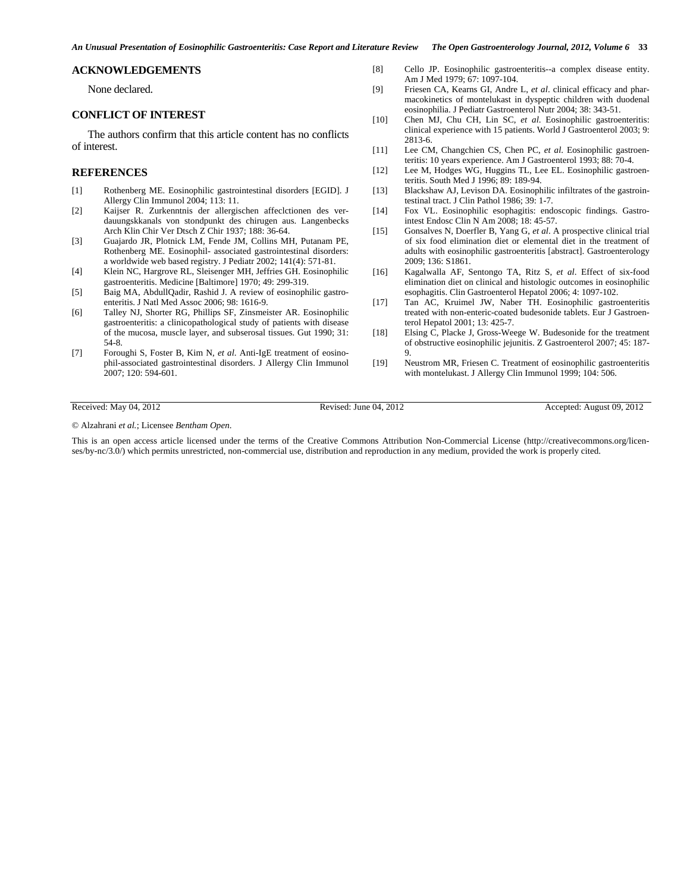## ACKNOWLEDGEMENTS

None declared.

## CONFLICT OF INTEREST

The authors confirm that this article content has no conflicts of interest.

## REFERENCES

[1] Rothenberg ME. Eosinophilic gastrointestinal disorders [EGID]. J Allergy Clin Immunol 2004; 113: 11.

[2] Kaijser R. Zurkenntnis der allergischen affeclctionen des verdauungskkanals von stondpunkt des chirugen aus. Langenbecks Arch Klin Chir Ver Dtsch Z Chir 1937; 188: 36-64.

[3] Guajardo JR, Plotnick LM, Fende JM, Collins MH, Putanam PE, Rothenberg ME. Eosinophil- associated gastrointestinal disorders: a worldwide web based registry. J Pediatr 2002; 141(4): 571-81.

[4] Klein NC, Hargrove RL, Sleisenger MH, Jeffries GH. Eosinophilic gastroenteritis. Medicine [Baltimore] 1970; 49: 299-319.

[5] Baig MA, AbdullQadir, Rashid J. A review of eosinophilic gastroenteritis. J Natl Med Assoc 2006; 98: 1616-9.

[6] Talley NJ, Shorter RG, Phillips SF, Zinsmeister AR. Eosinophilic gastroenteritis: a clinicopathological study of patients with disease of the mucosa, muscle layer, and subserosal tissues. Gut 1990; 31: 54-8.

[7] Foroughi S, Foster B, Kim N, *et al*. Anti-IgE treatment of eosinophil-associated gastrointestinal disorders. J Allergy Clin Immunol 2007; 120: 594-601.

[8] Cello JP. Eosinophilic gastroenteritis--a complex disease entity. Am J Med 1979; 67: 1097-104.

[9] Friesen CA, Kearns GI, Andre L, *et al*. clinical efficacy and pharmacokinetics of montelukast in dyspeptic children with duodenal eosinophilia. J Pediatr Gastroenterol Nutr 2004; 38: 343-51.

[10] Chen MJ, Chu CH, Lin SC, *et al*. Eosinophilic gastroenteritis: clinical experience with 15 patients. World J Gastroenterol 2003; 9: 2813-6.

[11] Lee CM, Changchien CS, Chen PC, *et al*. Eosinophilic gastroenteritis: 10 years experience. Am J Gastroenterol 1993; 88: 70-4.

[12] Lee M, Hodges WG, Huggins TL, Lee EL. Eosinophilic gastroenteritis. South Med J 1996; 89: 189-94.

[13] Blackshaw AJ, Levison DA. Eosinophilic infiltrates of the gastrointestinal tract. J Clin Pathol 1986; 39: 1-7.

[14] Fox VL. Eosinophilic esophagitis: endoscopic findings. Gastrointest Endosc Clin N Am 2008; 18: 45-57.

[15] Gonsalves N, Doerfler B, Yang G, *et al*. A prospective clinical trial of six food elimination diet or elemental diet in the treatment of adults with eosinophilic gastroenteritis [abstract]. Gastroenterology 2009; 136: S1861.

[16] Kagalwalla AF, Sentongo TA, Ritz S, *et al*. Effect of six-food elimination diet on clinical and histologic outcomes in eosinophilic esophagitis. Clin Gastroenterol Hepatol 2006; 4: 1097-102.

[17] Tan AC, Kruimel JW, Naber TH. Eosinophilic gastroenteritis treated with non-enteric-coated budesonide tablets. Eur J Gastroenterol Hepatol 2001; 13: 425-7.

[18] Elsing C, Placke J, Gross-Weege W. Budesonide for the treatment of obstructive eosinophilic jejunitis. Z Gastroenterol 2007; 45: 187-9.

[19] Neustrom MR, Friesen C. Treatment of eosinophilic gastroenteritis with montelukast. J Allergy Clin Immunol 1999; 104: 506.

Received: May 04, 2012 Revised: June 04, 2012 Accepted: August 09, 2012

© Alzahrani *et al.*; Licensee *Bentham Open*.

This is an open access article licensed under the terms of the Creative Commons Attribution Non-Commercial License (http://creativecommons.org/licenses/by-nc/3.0/) which permits unrestricted, non-commercial use, distribution and reproduction in any medium, provided the work is properly cited.